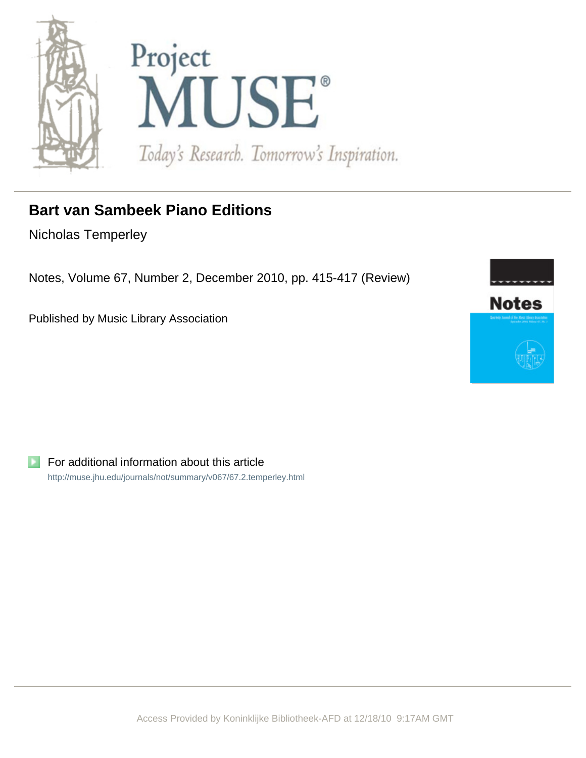# Bart van Sambeek Piano Editions

Nicholas Temperley

Notes, Volume 67, Number 2, December 2010, pp. 415-417 (Review)

Published by Music Library Association

For additional information about this article

http://muse.jhu.edu/journals/not/summary/v067/67.2.temperley.html

Access Provided by Koninklijke Bibliotheek-AFD at 12/18/10 9:17AM GMT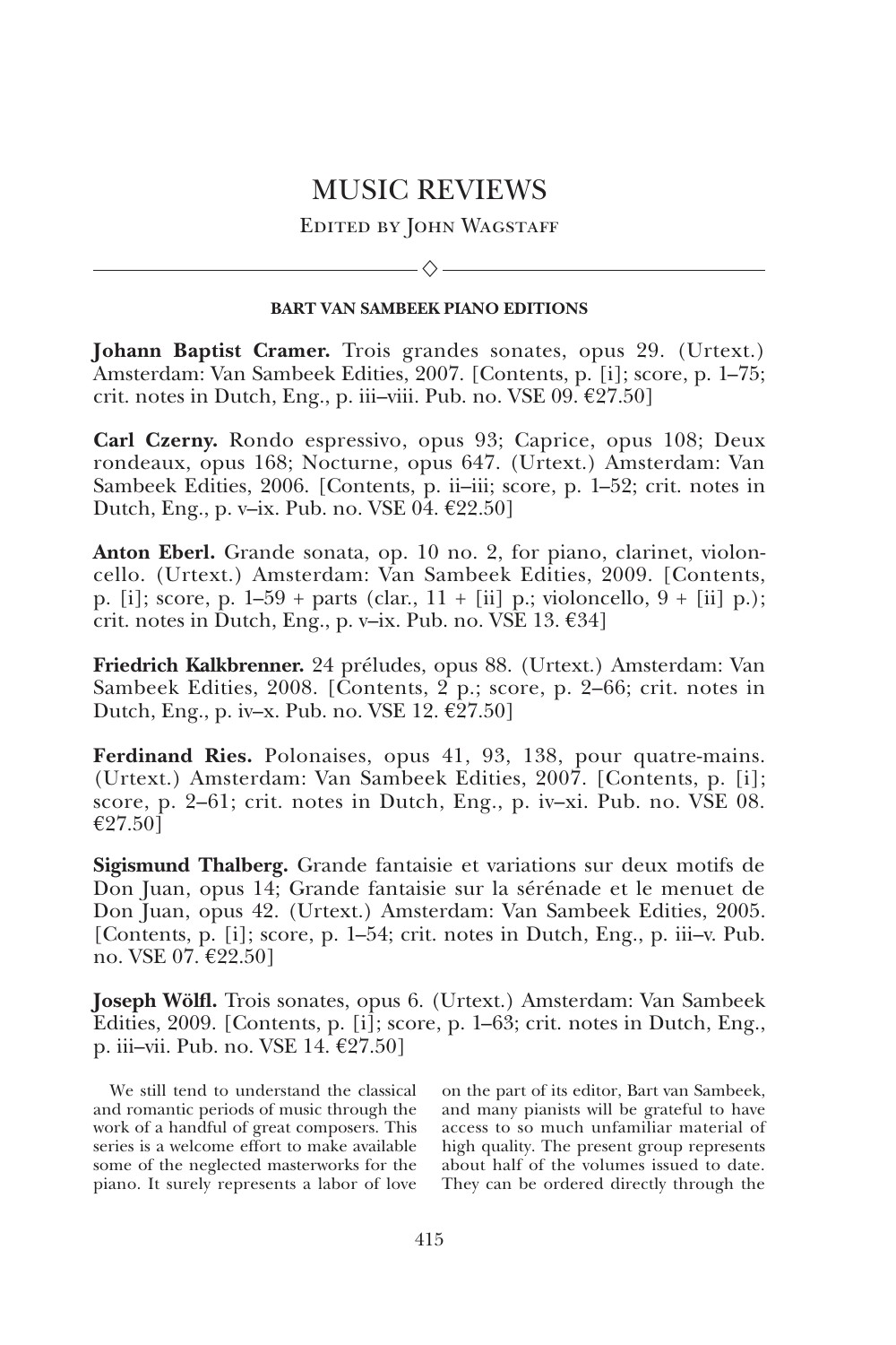# MUSIC REVIEWS

Edited by John Wagstaff

---

**BART VAN SAMBEEK PIANO EDITIONS**

**Johann Baptist Cramer.** Trois grandes sonates, opus 29. (Urtext.) Amsterdam: Van Sambeek Edities, 2007. [Contents, p. [i]; score, p. 1–75; crit. notes in Dutch, Eng., p. iii–viii. Pub. no. VSE 09. €27.50]

**Carl Czerny.** Rondo espressivo, opus 93; Caprice, opus 108; Deux rondeaux, opus 168; Nocturne, opus 647. (Urtext.) Amsterdam: Van Sambeek Edities, 2006. [Contents, p. ii–iii; score, p. 1–52; crit. notes in Dutch, Eng., p. v–ix. Pub. no. VSE 04. €22.50]

**Anton Eberl.** Grande sonata, op. 10 no. 2, for piano, clarinet, violoncello. (Urtext.) Amsterdam: Van Sambeek Edities, 2009. [Contents, p. [i]; score, p. 1–59 + parts (clar., 11 + [ii] p.; violoncello, 9 + [ii] p.); crit. notes in Dutch, Eng., p. v–ix. Pub. no. VSE 13. €34]

**Friedrich Kalkbrenner.** 24 préludes, opus 88. (Urtext.) Amsterdam: Van Sambeek Edities, 2008. [Contents, 2 p.; score, p. 2–66; crit. notes in Dutch, Eng., p. iv–x. Pub. no. VSE 12. €27.50]

**Ferdinand Ries.** Polonaises, opus 41, 93, 138, pour quatre-mains. (Urtext.) Amsterdam: Van Sambeek Edities, 2007. [Contents, p. [i]; score, p. 2–61; crit. notes in Dutch, Eng., p. iv–xi. Pub. no. VSE 08. €27.50]

**Sigismund Thalberg.** Grande fantaisie et variations sur deux motifs de Don Juan, opus 14; Grande fantaisie sur la sérénade et le menuet de Don Juan, opus 42. (Urtext.) Amsterdam: Van Sambeek Edities, 2005. [Contents, p. [i]; score, p. 1–54; crit. notes in Dutch, Eng., p. iii–v. Pub. no. VSE 07. €22.50]

**Joseph Wölfl.** Trois sonates, opus 6. (Urtext.) Amsterdam: Van Sambeek Edities, 2009. [Contents, p. [i]; score, p. 1–63; crit. notes in Dutch, Eng., p. iii–vii. Pub. no. VSE 14. €27.50]

We still tend to understand the classical and romantic periods of music through the work of a handful of great composers. This series is a welcome effort to make available some of the neglected masterworks for the piano. It surely represents a labor of love on the part of its editor, Bart van Sambeek, and many pianists will be grateful to have access to so much unfamiliar material of high quality. The present group represents about half of the volumes issued to date. They can be ordered directly through the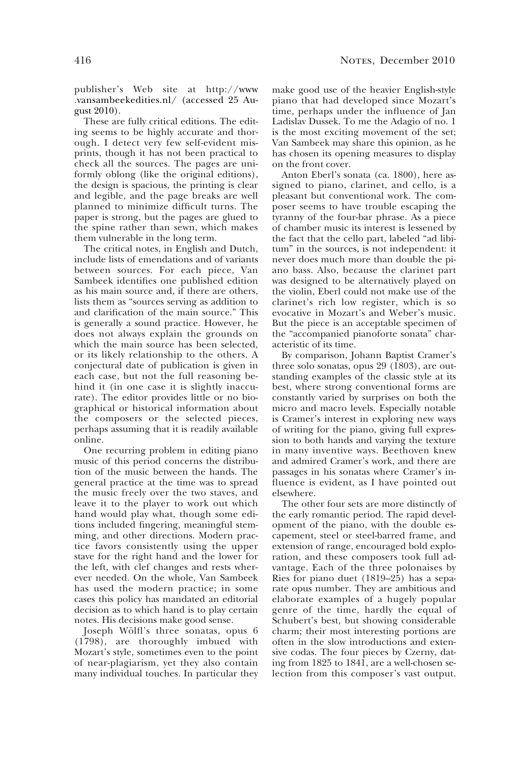publisher's Web site at http://www.vansambeekedities.nl/ (accessed 25 August 2010).

These are fully critical editions. The editing seems to be highly accurate and thorough. I detect very few self-evident misprints, though it has not been practical to check all the sources. The pages are uniformly oblong (like the original editions), the design is spacious, the printing is clear and legible, and the page breaks are well planned to minimize difficult turns. The paper is strong, but the pages are glued to the spine rather than sewn, which makes them vulnerable in the long term.

The critical notes, in English and Dutch, include lists of emendations and of variants between sources. For each piece, Van Sambeek identifies one published edition as his main source and, if there are others, lists them as "sources serving as addition to and clarification of the main source." This is generally a sound practice. However, he does not always explain the grounds on which the main source has been selected, or its likely relationship to the others. A conjectural date of publication is given in each case, but not the full reasoning behind it (in one case it is slightly inaccurate). The editor provides little or no biographical or historical information about the composers or the selected pieces, perhaps assuming that it is readily available online.

One recurring problem in editing piano music of this period concerns the distribution of the music between the hands. The general practice at the time was to spread the music freely over the two staves, and leave it to the player to work out which hand would play what, though some editions included fingering, meaningful stemming, and other directions. Modern practice favors consistently using the upper stave for the right hand and the lower for the left, with clef changes and rests wherever needed. On the whole, Van Sambeek has used the modern practice; in some cases this policy has mandated an editorial decision as to which hand is to play certain notes. His decisions make good sense.

Joseph Wölfl's three sonatas, opus 6 (1798), are thoroughly imbued with Mozart's style, sometimes even to the point of near-plagiarism, yet they also contain many individual touches. In particular they make good use of the heavier English-style piano that had developed since Mozart's time, perhaps under the influence of Jan Ladislav Dussek. To me the Adagio of no. 1 is the most exciting movement of the set; Van Sambeek may share this opinion, as he has chosen its opening measures to display on the front cover.

Anton Eberl's sonata (ca. 1800), here assigned to piano, clarinet, and cello, is a pleasant but conventional work. The composer seems to have trouble escaping the tyranny of the four-bar phrase. As a piece of chamber music its interest is lessened by the fact that the cello part, labeled "ad libitum" in the sources, is not independent: it never does much more than double the piano bass. Also, because the clarinet part was designed to be alternatively played on the violin, Eberl could not make use of the clarinet's rich low register, which is so evocative in Mozart's and Weber's music. But the piece is an acceptable specimen of the "accompanied pianoforte sonata" characteristic of its time.

By comparison, Johann Baptist Cramer's three solo sonatas, opus 29 (1803), are outstanding examples of the classic style at its best, where strong conventional forms are constantly varied by surprises on both the micro and macro levels. Especially notable is Cramer's interest in exploring new ways of writing for the piano, giving full expression to both hands and varying the texture in many inventive ways. Beethoven knew and admired Cramer's work, and there are passages in his sonatas where Cramer's influence is evident, as I have pointed out elsewhere.

The other four sets are more distinctly of the early romantic period. The rapid development of the piano, with the double escapement, steel or steel-barred frame, and extension of range, encouraged bold exploration, and these composers took full advantage. Each of the three polonaises by Ries for piano duet (1819–25) has a separate opus number. They are ambitious and elaborate examples of a hugely popular genre of the time, hardly the equal of Schubert's best, but showing considerable charm; their most interesting portions are often in the slow introductions and extensive codas. The four pieces by Czerny, dating from 1825 to 1841, are a well-chosen selection from this composer's vast output.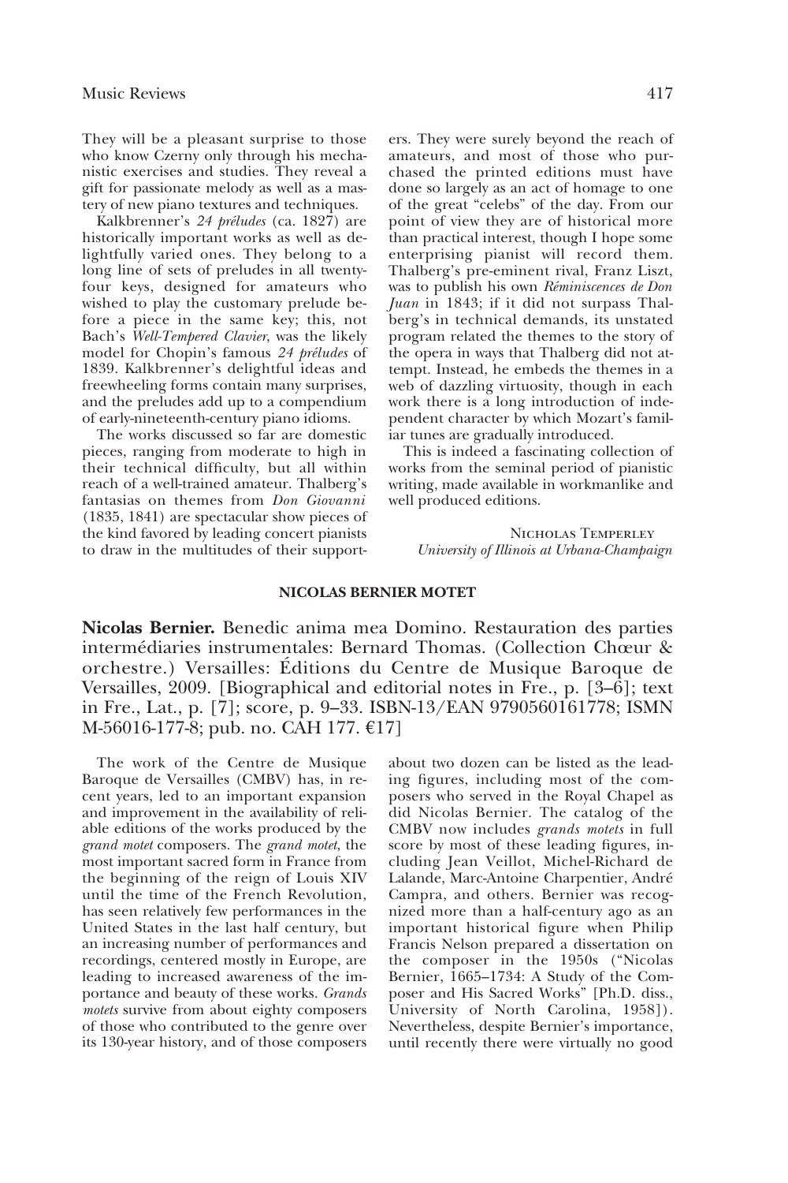They will be a pleasant surprise to those who know Czerny only through his mechanistic exercises and studies. They reveal a gift for passionate melody as well as a mastery of new piano textures and techniques.

Kalkbrenner's *24 préludes* (ca. 1827) are historically important works as well as delightfully varied ones. They belong to a long line of sets of preludes in all twenty-four keys, designed for amateurs who wished to play the customary prelude before a piece in the same key; this, not Bach's *Well-Tempered Clavier*, was the likely model for Chopin's famous *24 préludes* of 1839. Kalkbrenner's delightful ideas and freewheeling forms contain many surprises, and the preludes add up to a compendium of early-nineteenth-century piano idioms.

The works discussed so far are domestic pieces, ranging from moderate to high in their technical difficulty, but all within reach of a well-trained amateur. Thalberg's fantasias on themes from *Don Giovanni* (1835, 1841) are spectacular show pieces of the kind favored by leading concert pianists to draw in the multitudes of their supporters. They were surely beyond the reach of amateurs, and most of those who purchased the printed editions must have done so largely as an act of homage to one of the great "celebs" of the day. From our point of view they are of historical more than practical interest, though I hope some enterprising pianist will record them. Thalberg's pre-eminent rival, Franz Liszt, was to publish his own *Réminiscences de Don Juan* in 1843; if it did not surpass Thalberg's in technical demands, its unstated program related the themes to the story of the opera in ways that Thalberg did not attempt. Instead, he embeds the themes in a web of dazzling virtuosity, though in each work there is a long introduction of independent character by which Mozart's familiar tunes are gradually introduced.

This is indeed a fascinating collection of works from the seminal period of pianistic writing, made available in workmanlike and well produced editions.

Nicholas Temperley
*University of Illinois at Urbana-Champaign*

## NICOLAS BERNIER MOTET

**Nicolas Bernier.** Benedic anima mea Domino. Restauration des parties intermédiaries instrumentales: Bernard Thomas. (Collection Chœur & orchestre.) Versailles: Éditions du Centre de Musique Baroque de Versailles, 2009. [Biographical and editorial notes in Fre., p. [3–6]; text in Fre., Lat., p. [7]; score, p. 9–33. ISBN-13/EAN 9790560161778; ISMN M-56016-177-8; pub. no. CAH 177. €17]

The work of the Centre de Musique Baroque de Versailles (CMBV) has, in recent years, led to an important expansion and improvement in the availability of reliable editions of the works produced by the *grand motet* composers. The *grand motet*, the most important sacred form in France from the beginning of the reign of Louis XIV until the time of the French Revolution, has seen relatively few performances in the United States in the last half century, but an increasing number of performances and recordings, centered mostly in Europe, are leading to increased awareness of the importance and beauty of these works. *Grands motets* survive from about eighty composers of those who contributed to the genre over its 130-year history, and of those composers about two dozen can be listed as the leading figures, including most of the composers who served in the Royal Chapel as did Nicolas Bernier. The catalog of the CMBV now includes *grands motets* in full score by most of these leading figures, including Jean Veillot, Michel-Richard de Lalande, Marc-Antoine Charpentier, André Campra, and others. Bernier was recognized more than a half-century ago as an important historical figure when Philip Francis Nelson prepared a dissertation on the composer in the 1950s ("Nicolas Bernier, 1665–1734: A Study of the Composer and His Sacred Works" [Ph.D. diss., University of North Carolina, 1958]). Nevertheless, despite Bernier's importance, until recently there were virtually no good